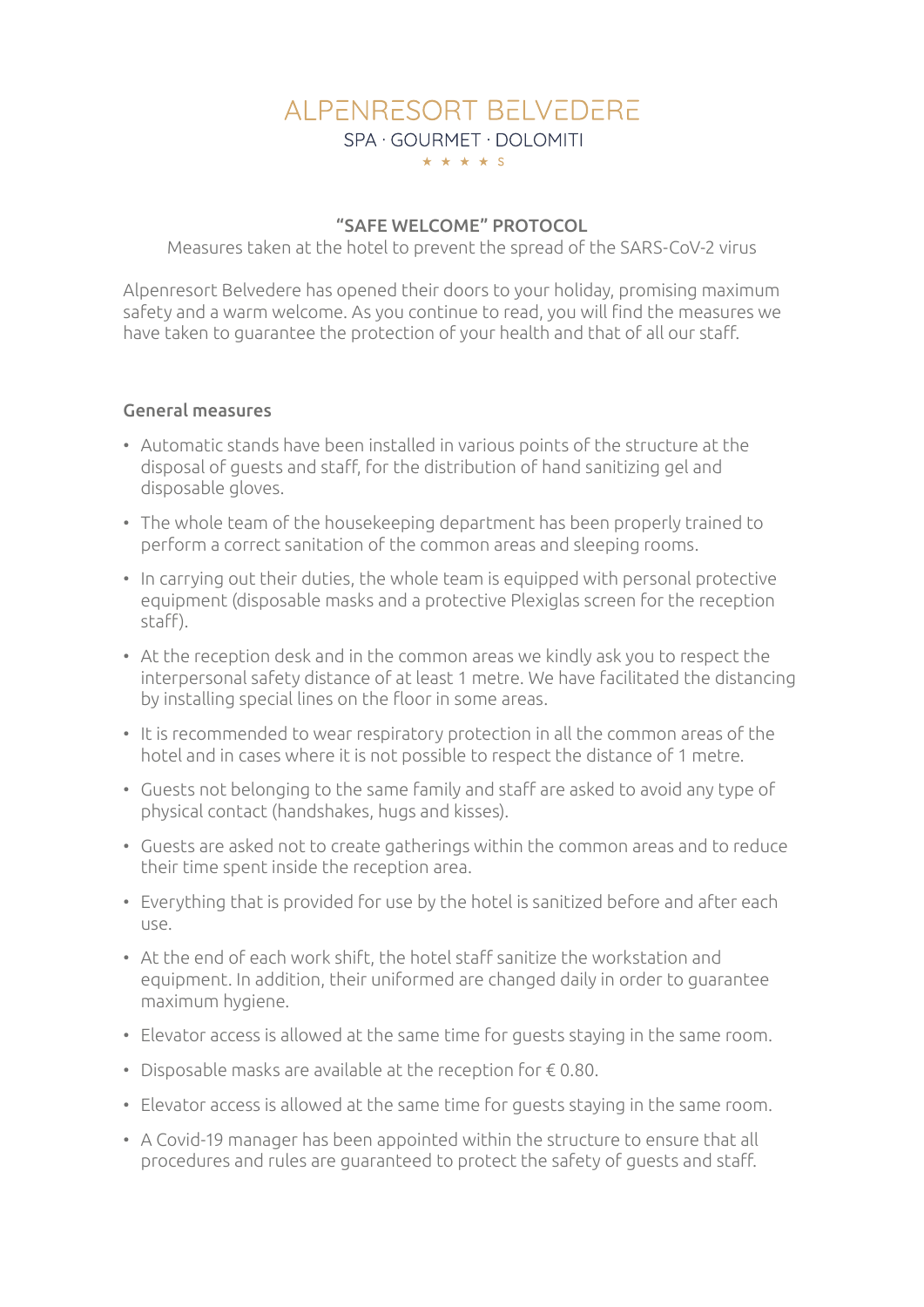# ALPENRESORT BELVEDERE

SPA · GOURMET · DOLOMITI

★ ★ ★ ★ S

## "SAFE WELCOME" PROTOCOL

Measures taken at the hotel to prevent the spread of the SARS-CoV-2 virus

Alpenresort Belvedere has opened their doors to your holiday, promising maximum safety and a warm welcome. As you continue to read, you will find the measures we have taken to guarantee the protection of your health and that of all our staff.

### General measures

- Automatic stands have been installed in various points of the structure at the disposal of guests and staff, for the distribution of hand sanitizing gel and disposable gloves.
- The whole team of the housekeeping department has been properly trained to perform a correct sanitation of the common areas and sleeping rooms.
- In carrying out their duties, the whole team is equipped with personal protective equipment (disposable masks and a protective Plexiglas screen for the reception staff).
- At the reception desk and in the common areas we kindly ask you to respect the interpersonal safety distance of at least 1 metre. We have facilitated the distancing by installing special lines on the floor in some areas.
- It is recommended to wear respiratory protection in all the common areas of the hotel and in cases where it is not possible to respect the distance of 1 metre.
- Guests not belonging to the same family and staff are asked to avoid any type of physical contact (handshakes, hugs and kisses).
- Guests are asked not to create gatherings within the common areas and to reduce their time spent inside the reception area.
- Everything that is provided for use by the hotel is sanitized before and after each use.
- At the end of each work shift, the hotel staff sanitize the workstation and equipment. In addition, their uniformed are changed daily in order to guarantee maximum hygiene.
- Elevator access is allowed at the same time for guests staying in the same room.
- Disposable masks are available at the reception for € 0.80.
- Elevator access is allowed at the same time for guests staying in the same room.
- A Covid-19 manager has been appointed within the structure to ensure that all procedures and rules are guaranteed to protect the safety of guests and staff.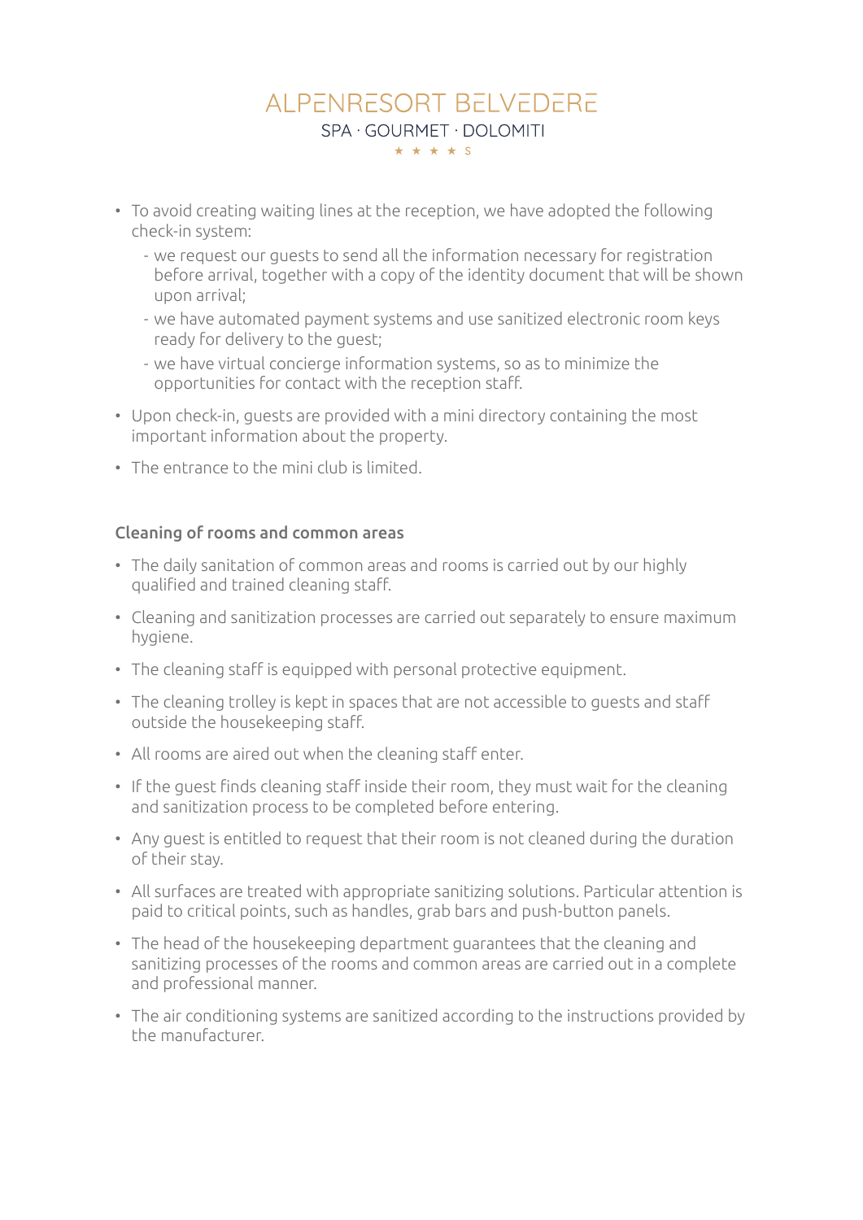- To avoid creating waiting lines at the reception, we have adopted the following check-in system:
  - we request our guests to send all the information necessary for registration before arrival, together with a copy of the identity document that will be shown upon arrival;
  - we have automated payment systems and use sanitized electronic room keys ready for delivery to the guest;
  - we have virtual concierge information systems, so as to minimize the opportunities for contact with the reception staff.
- Upon check-in, guests are provided with a mini directory containing the most important information about the property.
- The entrance to the mini club is limited.

**Cleaning of rooms and common areas**

- The daily sanitation of common areas and rooms is carried out by our highly qualified and trained cleaning staff.
- Cleaning and sanitization processes are carried out separately to ensure maximum hygiene.
- The cleaning staff is equipped with personal protective equipment.
- The cleaning trolley is kept in spaces that are not accessible to guests and staff outside the housekeeping staff.
- All rooms are aired out when the cleaning staff enter.
- If the guest finds cleaning staff inside their room, they must wait for the cleaning and sanitization process to be completed before entering.
- Any guest is entitled to request that their room is not cleaned during the duration of their stay.
- All surfaces are treated with appropriate sanitizing solutions. Particular attention is paid to critical points, such as handles, grab bars and push-button panels.
- The head of the housekeeping department guarantees that the cleaning and sanitizing processes of the rooms and common areas are carried out in a complete and professional manner.
- The air conditioning systems are sanitized according to the instructions provided by the manufacturer.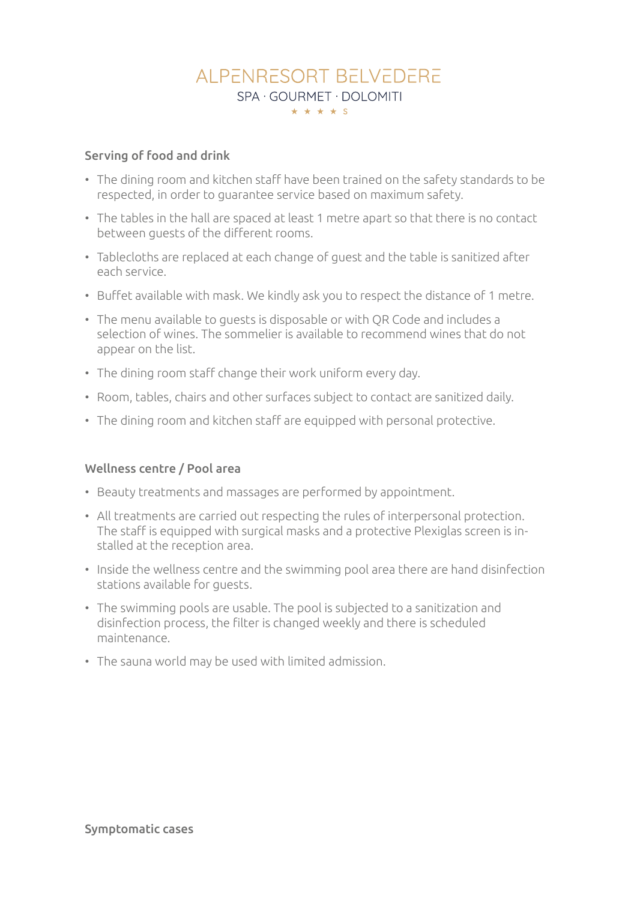ALPENRESORT BELVEDERE

SPA · GOURMET · DOLOMITI

★ ★ ★ ★ S

### Serving of food and drink

- The dining room and kitchen staff have been trained on the safety standards to be respected, in order to guarantee service based on maximum safety.
- The tables in the hall are spaced at least 1 metre apart so that there is no contact between guests of the different rooms.
- Tablecloths are replaced at each change of guest and the table is sanitized after each service.
- Buffet available with mask. We kindly ask you to respect the distance of 1 metre.
- The menu available to guests is disposable or with QR Code and includes a selection of wines. The sommelier is available to recommend wines that do not appear on the list.
- The dining room staff change their work uniform every day.
- Room, tables, chairs and other surfaces subject to contact are sanitized daily.
- The dining room and kitchen staff are equipped with personal protective.

### Wellness centre / Pool area

- Beauty treatments and massages are performed by appointment.
- All treatments are carried out respecting the rules of interpersonal protection. The staff is equipped with surgical masks and a protective Plexiglas screen is installed at the reception area.
- Inside the wellness centre and the swimming pool area there are hand disinfection stations available for guests.
- The swimming pools are usable. The pool is subjected to a sanitization and disinfection process, the filter is changed weekly and there is scheduled maintenance.
- The sauna world may be used with limited admission.

### Symptomatic cases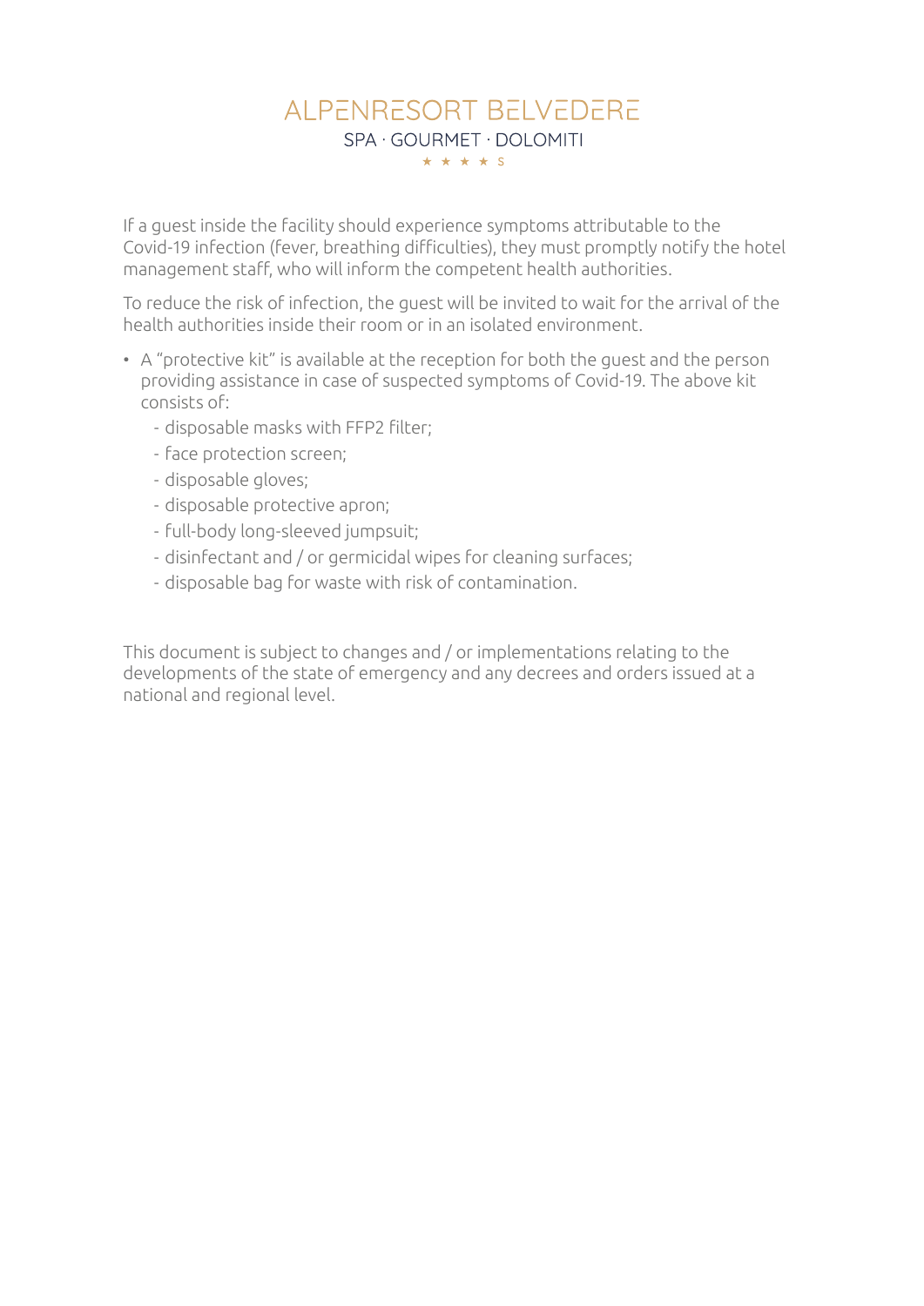If a guest inside the facility should experience symptoms attributable to the Covid-19 infection (fever, breathing difficulties), they must promptly notify the hotel management staff, who will inform the competent health authorities.

To reduce the risk of infection, the guest will be invited to wait for the arrival of the health authorities inside their room or in an isolated environment.

- A "protective kit" is available at the reception for both the guest and the person providing assistance in case of suspected symptoms of Covid-19. The above kit consists of:
  - disposable masks with FFP2 filter;
  - face protection screen;
  - disposable gloves;
  - disposable protective apron;
  - full-body long-sleeved jumpsuit;
  - disinfectant and / or germicidal wipes for cleaning surfaces;
  - disposable bag for waste with risk of contamination.

This document is subject to changes and / or implementations relating to the developments of the state of emergency and any decrees and orders issued at a national and regional level.